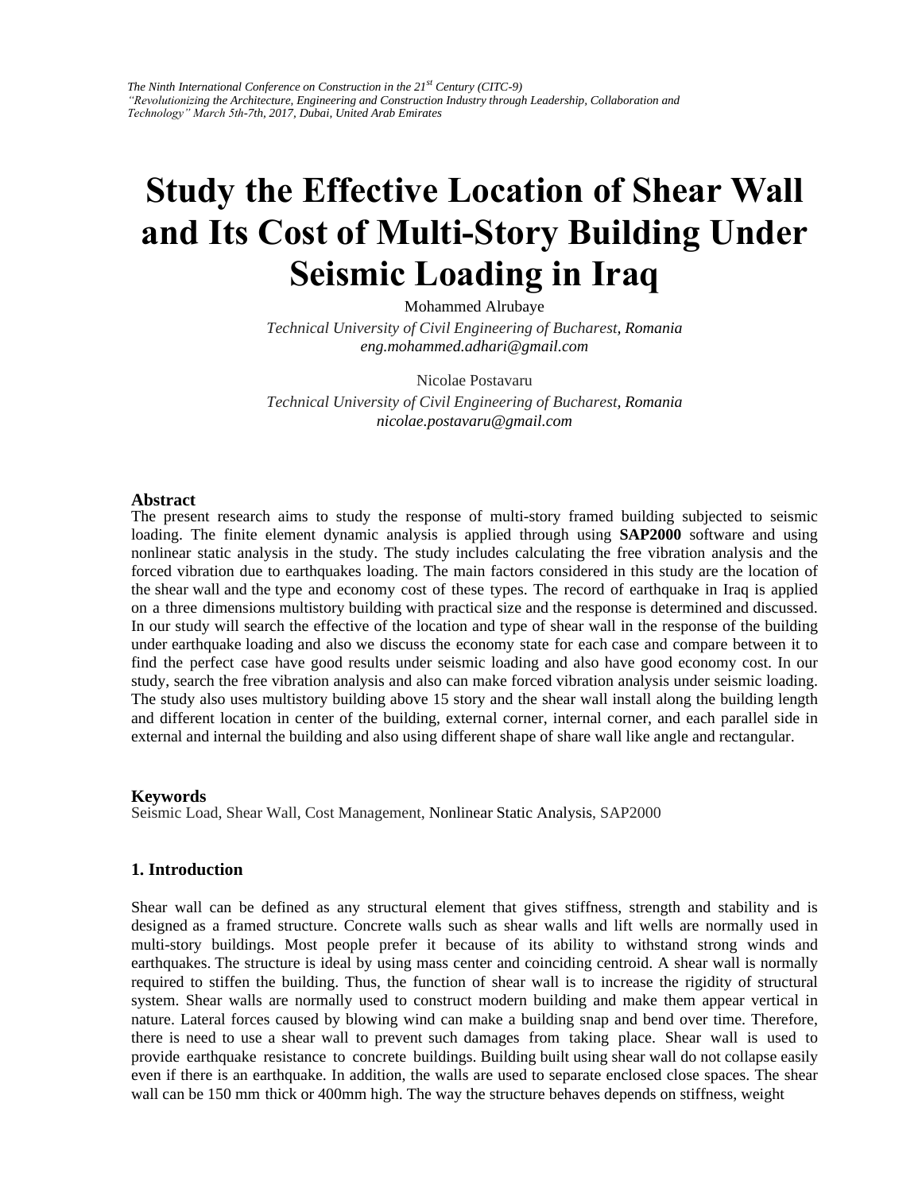# Study the Effective Location of Shear Wall and Its Cost of Multi-Story Building Under Seismic Loading in Iraq

Mohammed Alrubaye

*Technical University of Civil Engineering of Bucharest, Romania*
*eng.mohammed.adhari@gmail.com*

Nicolae Postavaru

*Technical University of Civil Engineering of Bucharest, Romania*
*nicolae.postavaru@gmail.com*

## Abstract

The present research aims to study the response of multi-story framed building subjected to seismic loading. The finite element dynamic analysis is applied through using **SAP2000** software and using nonlinear static analysis in the study. The study includes calculating the free vibration analysis and the forced vibration due to earthquakes loading. The main factors considered in this study are the location of the shear wall and the type and economy cost of these types. The record of earthquake in Iraq is applied on a three dimensions multistory building with practical size and the response is determined and discussed. In our study will search the effective of the location and type of shear wall in the response of the building under earthquake loading and also we discuss the economy state for each case and compare between it to find the perfect case have good results under seismic loading and also have good economy cost. In our study, search the free vibration analysis and also can make forced vibration analysis under seismic loading. The study also uses multistory building above 15 story and the shear wall install along the building length and different location in center of the building, external corner, internal corner, and each parallel side in external and internal the building and also using different shape of share wall like angle and rectangular.

## Keywords

Seismic Load, Shear Wall, Cost Management, Nonlinear Static Analysis, SAP2000

## 1. Introduction

Shear wall can be defined as any structural element that gives stiffness, strength and stability and is designed as a framed structure. Concrete walls such as shear walls and lift wells are normally used in multi-story buildings. Most people prefer it because of its ability to withstand strong winds and earthquakes. The structure is ideal by using mass center and coinciding centroid. A shear wall is normally required to stiffen the building. Thus, the function of shear wall is to increase the rigidity of structural system. Shear walls are normally used to construct modern building and make them appear vertical in nature. Lateral forces caused by blowing wind can make a building snap and bend over time. Therefore, there is need to use a shear wall to prevent such damages from taking place. Shear wall is used to provide earthquake resistance to concrete buildings. Building built using shear wall do not collapse easily even if there is an earthquake. In addition, the walls are used to separate enclosed close spaces. The shear wall can be 150 mm thick or 400mm high. The way the structure behaves depends on stiffness, weight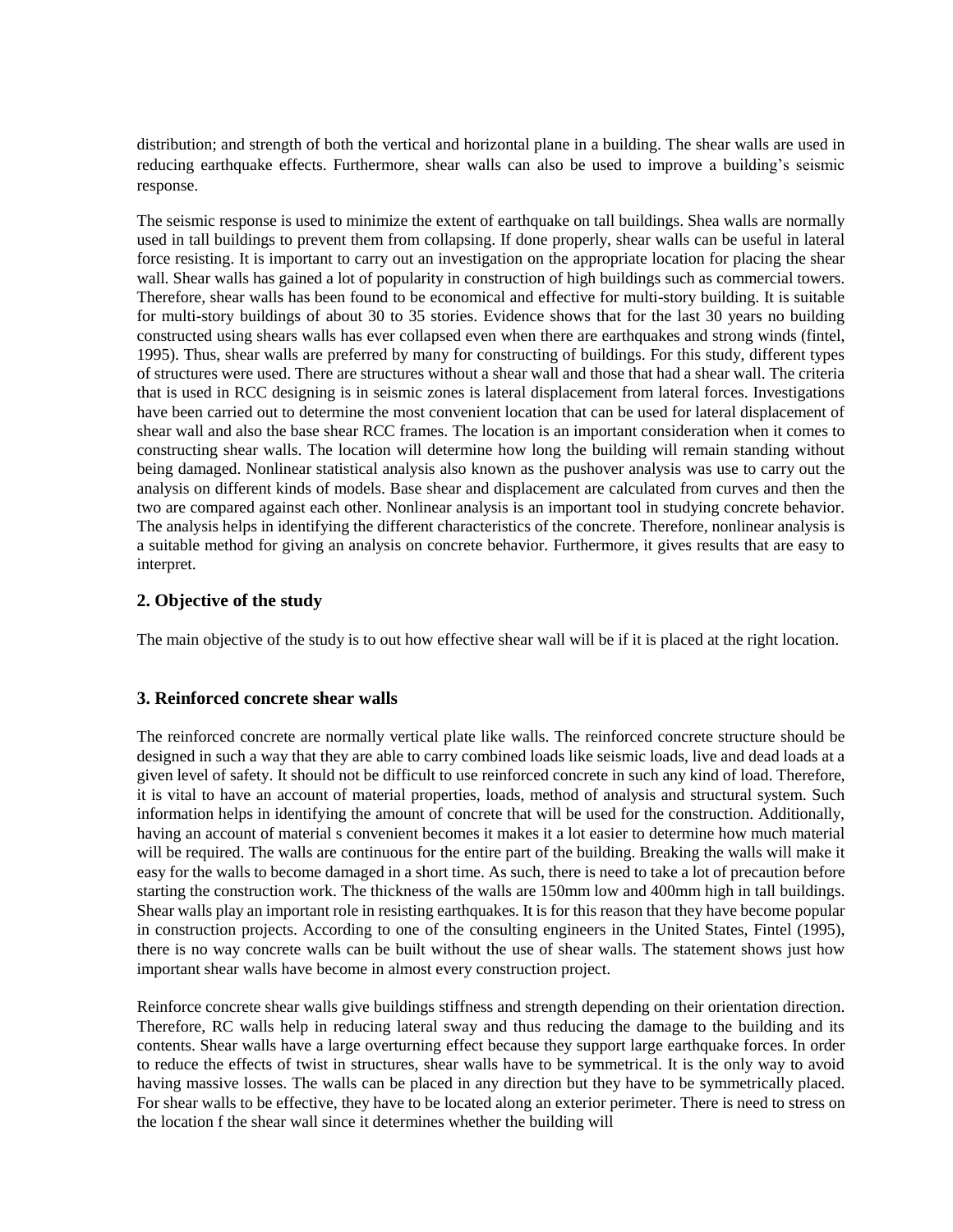distribution; and strength of both the vertical and horizontal plane in a building. The shear walls are used in reducing earthquake effects. Furthermore, shear walls can also be used to improve a building's seismic response.

The seismic response is used to minimize the extent of earthquake on tall buildings. Shea walls are normally used in tall buildings to prevent them from collapsing. If done properly, shear walls can be useful in lateral force resisting. It is important to carry out an investigation on the appropriate location for placing the shear wall. Shear walls has gained a lot of popularity in construction of high buildings such as commercial towers. Therefore, shear walls has been found to be economical and effective for multi-story building. It is suitable for multi-story buildings of about 30 to 35 stories. Evidence shows that for the last 30 years no building constructed using shears walls has ever collapsed even when there are earthquakes and strong winds (fintel, 1995). Thus, shear walls are preferred by many for constructing of buildings. For this study, different types of structures were used. There are structures without a shear wall and those that had a shear wall. The criteria that is used in RCC designing is in seismic zones is lateral displacement from lateral forces. Investigations have been carried out to determine the most convenient location that can be used for lateral displacement of shear wall and also the base shear RCC frames. The location is an important consideration when it comes to constructing shear walls. The location will determine how long the building will remain standing without being damaged. Nonlinear statistical analysis also known as the pushover analysis was use to carry out the analysis on different kinds of models. Base shear and displacement are calculated from curves and then the two are compared against each other. Nonlinear analysis is an important tool in studying concrete behavior. The analysis helps in identifying the different characteristics of the concrete. Therefore, nonlinear analysis is a suitable method for giving an analysis on concrete behavior. Furthermore, it gives results that are easy to interpret.

## 2. Objective of the study

The main objective of the study is to out how effective shear wall will be if it is placed at the right location.

## 3. Reinforced concrete shear walls

The reinforced concrete are normally vertical plate like walls. The reinforced concrete structure should be designed in such a way that they are able to carry combined loads like seismic loads, live and dead loads at a given level of safety. It should not be difficult to use reinforced concrete in such any kind of load. Therefore, it is vital to have an account of material properties, loads, method of analysis and structural system. Such information helps in identifying the amount of concrete that will be used for the construction. Additionally, having an account of material s convenient becomes it makes it a lot easier to determine how much material will be required. The walls are continuous for the entire part of the building. Breaking the walls will make it easy for the walls to become damaged in a short time. As such, there is need to take a lot of precaution before starting the construction work. The thickness of the walls are 150mm low and 400mm high in tall buildings. Shear walls play an important role in resisting earthquakes. It is for this reason that they have become popular in construction projects. According to one of the consulting engineers in the United States, Fintel (1995), there is no way concrete walls can be built without the use of shear walls. The statement shows just how important shear walls have become in almost every construction project.

Reinforce concrete shear walls give buildings stiffness and strength depending on their orientation direction. Therefore, RC walls help in reducing lateral sway and thus reducing the damage to the building and its contents. Shear walls have a large overturning effect because they support large earthquake forces. In order to reduce the effects of twist in structures, shear walls have to be symmetrical. It is the only way to avoid having massive losses. The walls can be placed in any direction but they have to be symmetrically placed. For shear walls to be effective, they have to be located along an exterior perimeter. There is need to stress on the location f the shear wall since it determines whether the building will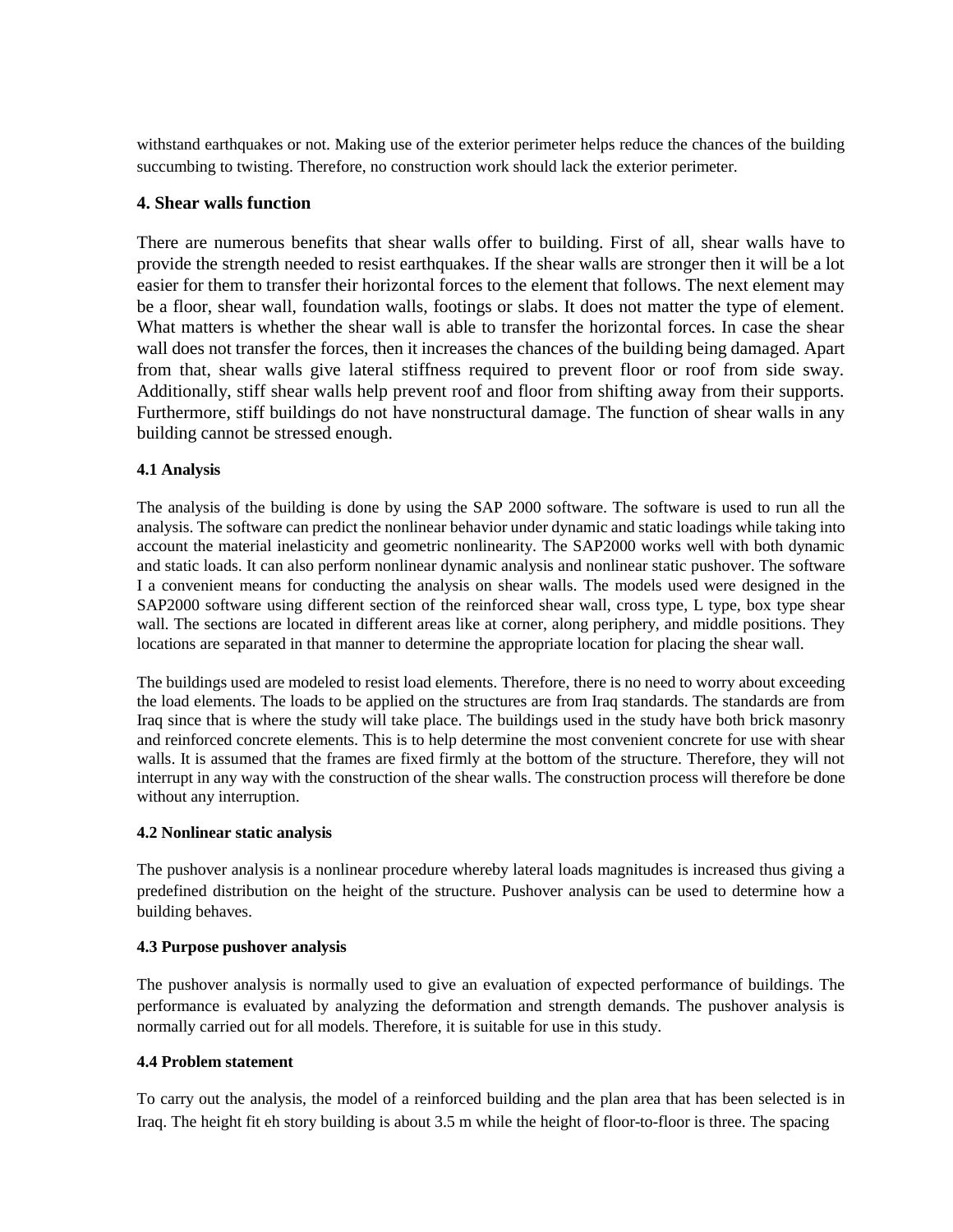withstand earthquakes or not. Making use of the exterior perimeter helps reduce the chances of the building succumbing to twisting. Therefore, no construction work should lack the exterior perimeter.

## 4. Shear walls function

There are numerous benefits that shear walls offer to building. First of all, shear walls have to provide the strength needed to resist earthquakes. If the shear walls are stronger then it will be a lot easier for them to transfer their horizontal forces to the element that follows. The next element may be a floor, shear wall, foundation walls, footings or slabs. It does not matter the type of element. What matters is whether the shear wall is able to transfer the horizontal forces. In case the shear wall does not transfer the forces, then it increases the chances of the building being damaged. Apart from that, shear walls give lateral stiffness required to prevent floor or roof from side sway. Additionally, stiff shear walls help prevent roof and floor from shifting away from their supports. Furthermore, stiff buildings do not have nonstructural damage. The function of shear walls in any building cannot be stressed enough.

### 4.1 Analysis

The analysis of the building is done by using the SAP 2000 software. The software is used to run all the analysis. The software can predict the nonlinear behavior under dynamic and static loadings while taking into account the material inelasticity and geometric nonlinearity. The SAP2000 works well with both dynamic and static loads. It can also perform nonlinear dynamic analysis and nonlinear static pushover. The software I a convenient means for conducting the analysis on shear walls. The models used were designed in the SAP2000 software using different section of the reinforced shear wall, cross type, L type, box type shear wall. The sections are located in different areas like at corner, along periphery, and middle positions. They locations are separated in that manner to determine the appropriate location for placing the shear wall.

The buildings used are modeled to resist load elements. Therefore, there is no need to worry about exceeding the load elements. The loads to be applied on the structures are from Iraq standards. The standards are from Iraq since that is where the study will take place. The buildings used in the study have both brick masonry and reinforced concrete elements. This is to help determine the most convenient concrete for use with shear walls. It is assumed that the frames are fixed firmly at the bottom of the structure. Therefore, they will not interrupt in any way with the construction of the shear walls. The construction process will therefore be done without any interruption.

### 4.2 Nonlinear static analysis

The pushover analysis is a nonlinear procedure whereby lateral loads magnitudes is increased thus giving a predefined distribution on the height of the structure. Pushover analysis can be used to determine how a building behaves.

### 4.3 Purpose pushover analysis

The pushover analysis is normally used to give an evaluation of expected performance of buildings. The performance is evaluated by analyzing the deformation and strength demands. The pushover analysis is normally carried out for all models. Therefore, it is suitable for use in this study.

### 4.4 Problem statement

To carry out the analysis, the model of a reinforced building and the plan area that has been selected is in Iraq. The height fit eh story building is about 3.5 m while the height of floor-to-floor is three. The spacing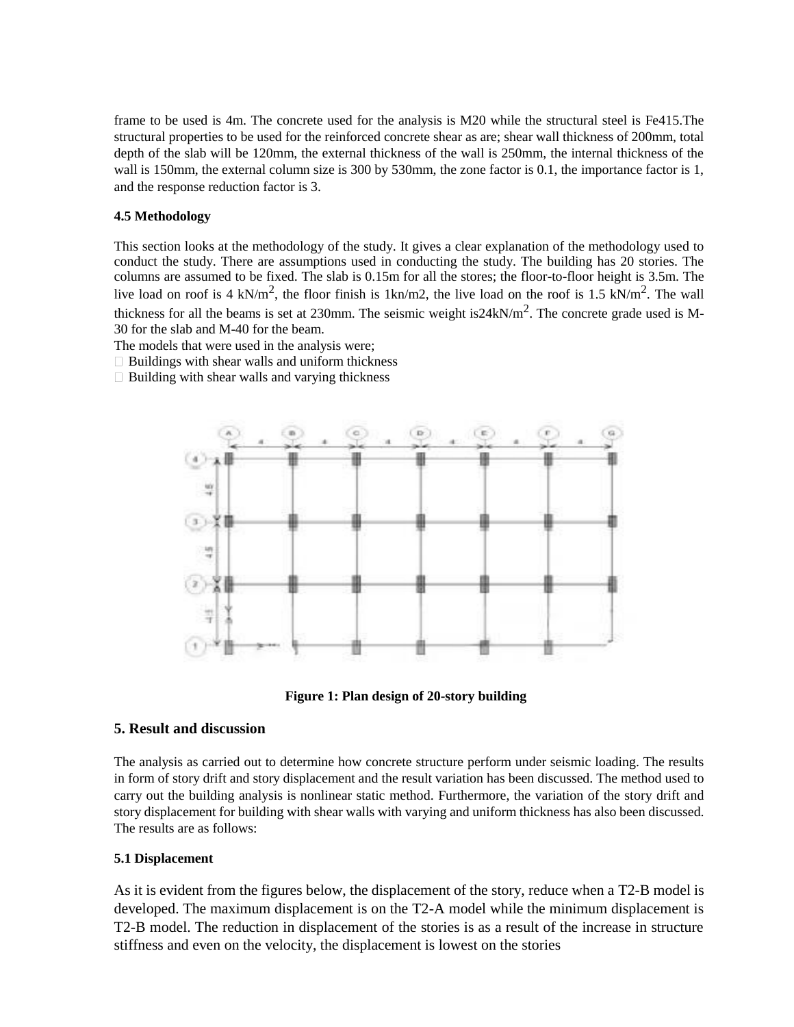frame to be used is 4m. The concrete used for the analysis is M20 while the structural steel is Fe415.The structural properties to be used for the reinforced concrete shear as are; shear wall thickness of 200mm, total depth of the slab will be 120mm, the external thickness of the wall is 250mm, the internal thickness of the wall is 150mm, the external column size is 300 by 530mm, the zone factor is 0.1, the importance factor is 1, and the response reduction factor is 3.

#### 4.5 Methodology

This section looks at the methodology of the study. It gives a clear explanation of the methodology used to conduct the study. There are assumptions used in conducting the study. The building has 20 stories. The columns are assumed to be fixed. The slab is 0.15m for all the stores; the floor-to-floor height is 3.5m. The live load on roof is 4 kN/m$^2$, the floor finish is 1kn/m2, the live load on the roof is 1.5 kN/m$^2$. The wall thickness for all the beams is set at 230mm. The seismic weight is24kN/m$^2$. The concrete grade used is M-30 for the slab and M-40 for the beam.

The models that were used in the analysis were;

- Buildings with shear walls and uniform thickness
- Building with shear walls and varying thickness

**Figure 1: Plan design of 20-story building**

## 5. Result and discussion

The analysis as carried out to determine how concrete structure perform under seismic loading. The results in form of story drift and story displacement and the result variation has been discussed. The method used to carry out the building analysis is nonlinear static method. Furthermore, the variation of the story drift and story displacement for building with shear walls with varying and uniform thickness has also been discussed. The results are as follows:

#### 5.1 Displacement

As it is evident from the figures below, the displacement of the story, reduce when a T2-B model is developed. The maximum displacement is on the T2-A model while the minimum displacement is T2-B model. The reduction in displacement of the stories is as a result of the increase in structure stiffness and even on the velocity, the displacement is lowest on the stories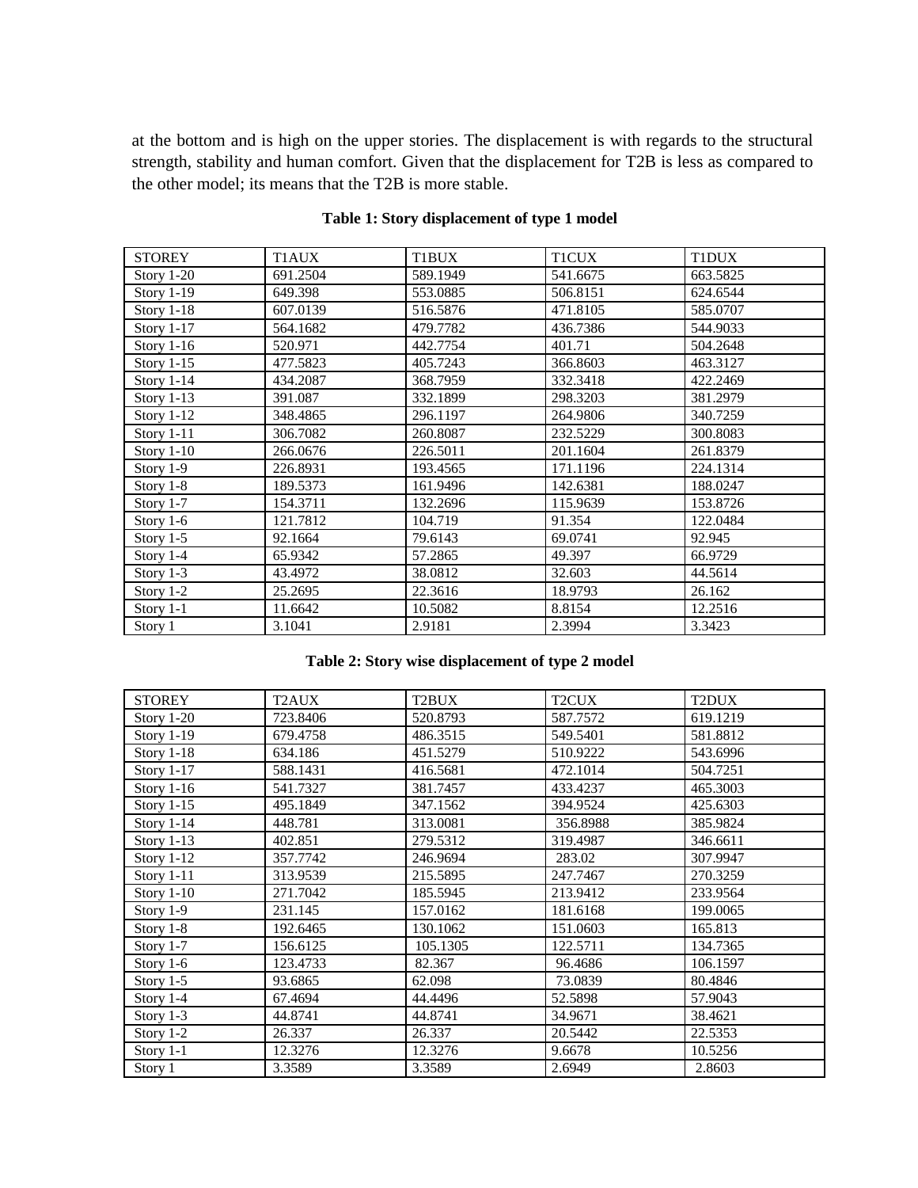at the bottom and is high on the upper stories. The displacement is with regards to the structural strength, stability and human comfort. Given that the displacement for T2B is less as compared to the other model; its means that the T2B is more stable.

**Table 1: Story displacement of type 1 model**

| STOREY | T1AUX | T1BUX | T1CUX | T1DUX |
|---|---|---|---|---|
| Story 1-20 | 691.2504 | 589.1949 | 541.6675 | 663.5825 |
| Story 1-19 | 649.398 | 553.0885 | 506.8151 | 624.6544 |
| Story 1-18 | 607.0139 | 516.5876 | 471.8105 | 585.0707 |
| Story 1-17 | 564.1682 | 479.7782 | 436.7386 | 544.9033 |
| Story 1-16 | 520.971 | 442.7754 | 401.71 | 504.2648 |
| Story 1-15 | 477.5823 | 405.7243 | 366.8603 | 463.3127 |
| Story 1-14 | 434.2087 | 368.7959 | 332.3418 | 422.2469 |
| Story 1-13 | 391.087 | 332.1899 | 298.3203 | 381.2979 |
| Story 1-12 | 348.4865 | 296.1197 | 264.9806 | 340.7259 |
| Story 1-11 | 306.7082 | 260.8087 | 232.5229 | 300.8083 |
| Story 1-10 | 266.0676 | 226.5011 | 201.1604 | 261.8379 |
| Story 1-9 | 226.8931 | 193.4565 | 171.1196 | 224.1314 |
| Story 1-8 | 189.5373 | 161.9496 | 142.6381 | 188.0247 |
| Story 1-7 | 154.3711 | 132.2696 | 115.9639 | 153.8726 |
| Story 1-6 | 121.7812 | 104.719 | 91.354 | 122.0484 |
| Story 1-5 | 92.1664 | 79.6143 | 69.0741 | 92.945 |
| Story 1-4 | 65.9342 | 57.2865 | 49.397 | 66.9729 |
| Story 1-3 | 43.4972 | 38.0812 | 32.603 | 44.5614 |
| Story 1-2 | 25.2695 | 22.3616 | 18.9793 | 26.162 |
| Story 1-1 | 11.6642 | 10.5082 | 8.8154 | 12.2516 |
| Story 1 | 3.1041 | 2.9181 | 2.3994 | 3.3423 |

**Table 2: Story wise displacement of type 2 model**

| STOREY | T2AUX | T2BUX | T2CUX | T2DUX |
|---|---|---|---|---|
| Story 1-20 | 723.8406 | 520.8793 | 587.7572 | 619.1219 |
| Story 1-19 | 679.4758 | 486.3515 | 549.5401 | 581.8812 |
| Story 1-18 | 634.186 | 451.5279 | 510.9222 | 543.6996 |
| Story 1-17 | 588.1431 | 416.5681 | 472.1014 | 504.7251 |
| Story 1-16 | 541.7327 | 381.7457 | 433.4237 | 465.3003 |
| Story 1-15 | 495.1849 | 347.1562 | 394.9524 | 425.6303 |
| Story 1-14 | 448.781 | 313.0081 | 356.8988 | 385.9824 |
| Story 1-13 | 402.851 | 279.5312 | 319.4987 | 346.6611 |
| Story 1-12 | 357.7742 | 246.9694 | 283.02 | 307.9947 |
| Story 1-11 | 313.9539 | 215.5895 | 247.7467 | 270.3259 |
| Story 1-10 | 271.7042 | 185.5945 | 213.9412 | 233.9564 |
| Story 1-9 | 231.145 | 157.0162 | 181.6168 | 199.0065 |
| Story 1-8 | 192.6465 | 130.1062 | 151.0603 | 165.813 |
| Story 1-7 | 156.6125 | 105.1305 | 122.5711 | 134.7365 |
| Story 1-6 | 123.4733 | 82.367 | 96.4686 | 106.1597 |
| Story 1-5 | 93.6865 | 62.098 | 73.0839 | 80.4846 |
| Story 1-4 | 67.4694 | 44.4496 | 52.5898 | 57.9043 |
| Story 1-3 | 44.8741 | 44.8741 | 34.9671 | 38.4621 |
| Story 1-2 | 26.337 | 26.337 | 20.5442 | 22.5353 |
| Story 1-1 | 12.3276 | 12.3276 | 9.6678 | 10.5256 |
| Story 1 | 3.3589 | 3.3589 | 2.6949 | 2.8603 |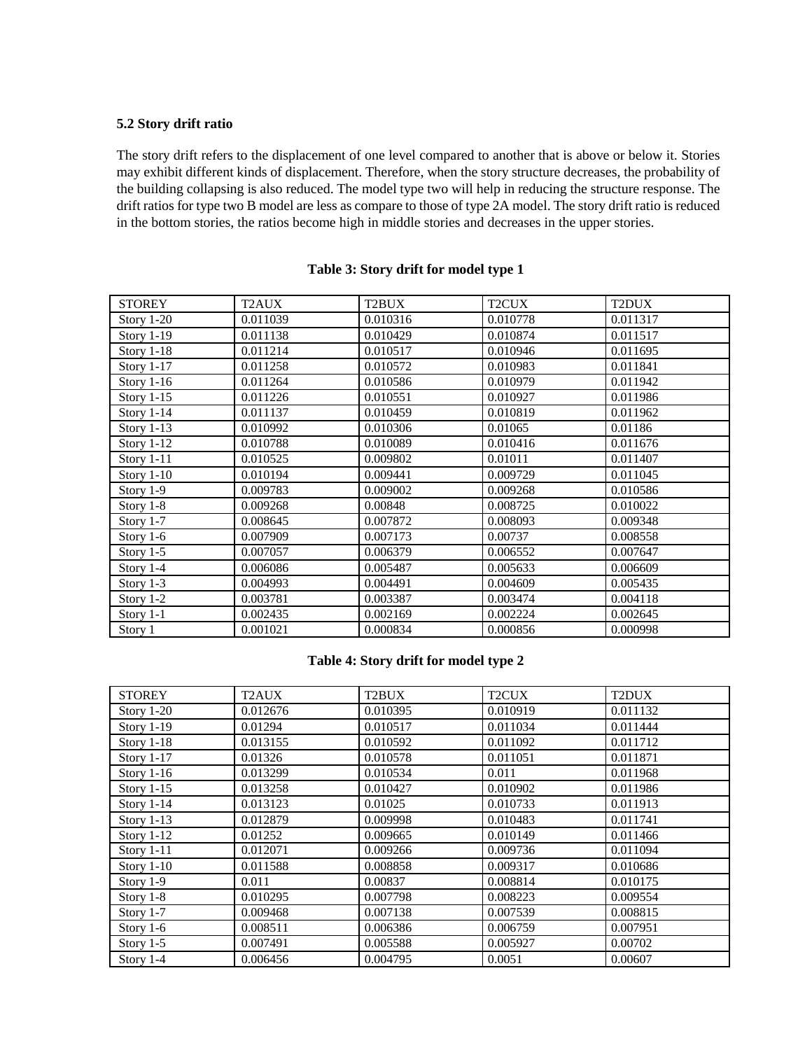### 5.2 Story drift ratio

The story drift refers to the displacement of one level compared to another that is above or below it. Stories may exhibit different kinds of displacement. Therefore, when the story structure decreases, the probability of the building collapsing is also reduced. The model type two will help in reducing the structure response. The drift ratios for type two B model are less as compare to those of type 2A model. The story drift ratio is reduced in the bottom stories, the ratios become high in middle stories and decreases in the upper stories.

**Table 3: Story drift for model type 1**

| STOREY | T2AUX | T2BUX | T2CUX | T2DUX |
|---|---|---|---|---|
| Story 1-20 | 0.011039 | 0.010316 | 0.010778 | 0.011317 |
| Story 1-19 | 0.011138 | 0.010429 | 0.010874 | 0.011517 |
| Story 1-18 | 0.011214 | 0.010517 | 0.010946 | 0.011695 |
| Story 1-17 | 0.011258 | 0.010572 | 0.010983 | 0.011841 |
| Story 1-16 | 0.011264 | 0.010586 | 0.010979 | 0.011942 |
| Story 1-15 | 0.011226 | 0.010551 | 0.010927 | 0.011986 |
| Story 1-14 | 0.011137 | 0.010459 | 0.010819 | 0.011962 |
| Story 1-13 | 0.010992 | 0.010306 | 0.01065 | 0.01186 |
| Story 1-12 | 0.010788 | 0.010089 | 0.010416 | 0.011676 |
| Story 1-11 | 0.010525 | 0.009802 | 0.01011 | 0.011407 |
| Story 1-10 | 0.010194 | 0.009441 | 0.009729 | 0.011045 |
| Story 1-9 | 0.009783 | 0.009002 | 0.009268 | 0.010586 |
| Story 1-8 | 0.009268 | 0.00848 | 0.008725 | 0.010022 |
| Story 1-7 | 0.008645 | 0.007872 | 0.008093 | 0.009348 |
| Story 1-6 | 0.007909 | 0.007173 | 0.00737 | 0.008558 |
| Story 1-5 | 0.007057 | 0.006379 | 0.006552 | 0.007647 |
| Story 1-4 | 0.006086 | 0.005487 | 0.005633 | 0.006609 |
| Story 1-3 | 0.004993 | 0.004491 | 0.004609 | 0.005435 |
| Story 1-2 | 0.003781 | 0.003387 | 0.003474 | 0.004118 |
| Story 1-1 | 0.002435 | 0.002169 | 0.002224 | 0.002645 |
| Story 1 | 0.001021 | 0.000834 | 0.000856 | 0.000998 |

**Table 4: Story drift for model type 2**

| STOREY | T2AUX | T2BUX | T2CUX | T2DUX |
|---|---|---|---|---|
| Story 1-20 | 0.012676 | 0.010395 | 0.010919 | 0.011132 |
| Story 1-19 | 0.01294 | 0.010517 | 0.011034 | 0.011444 |
| Story 1-18 | 0.013155 | 0.010592 | 0.011092 | 0.011712 |
| Story 1-17 | 0.01326 | 0.010578 | 0.011051 | 0.011871 |
| Story 1-16 | 0.013299 | 0.010534 | 0.011 | 0.011968 |
| Story 1-15 | 0.013258 | 0.010427 | 0.010902 | 0.011986 |
| Story 1-14 | 0.013123 | 0.01025 | 0.010733 | 0.011913 |
| Story 1-13 | 0.012879 | 0.009998 | 0.010483 | 0.011741 |
| Story 1-12 | 0.01252 | 0.009665 | 0.010149 | 0.011466 |
| Story 1-11 | 0.012071 | 0.009266 | 0.009736 | 0.011094 |
| Story 1-10 | 0.011588 | 0.008858 | 0.009317 | 0.010686 |
| Story 1-9 | 0.011 | 0.00837 | 0.008814 | 0.010175 |
| Story 1-8 | 0.010295 | 0.007798 | 0.008223 | 0.009554 |
| Story 1-7 | 0.009468 | 0.007138 | 0.007539 | 0.008815 |
| Story 1-6 | 0.008511 | 0.006386 | 0.006759 | 0.007951 |
| Story 1-5 | 0.007491 | 0.005588 | 0.005927 | 0.00702 |
| Story 1-4 | 0.006456 | 0.004795 | 0.0051 | 0.00607 |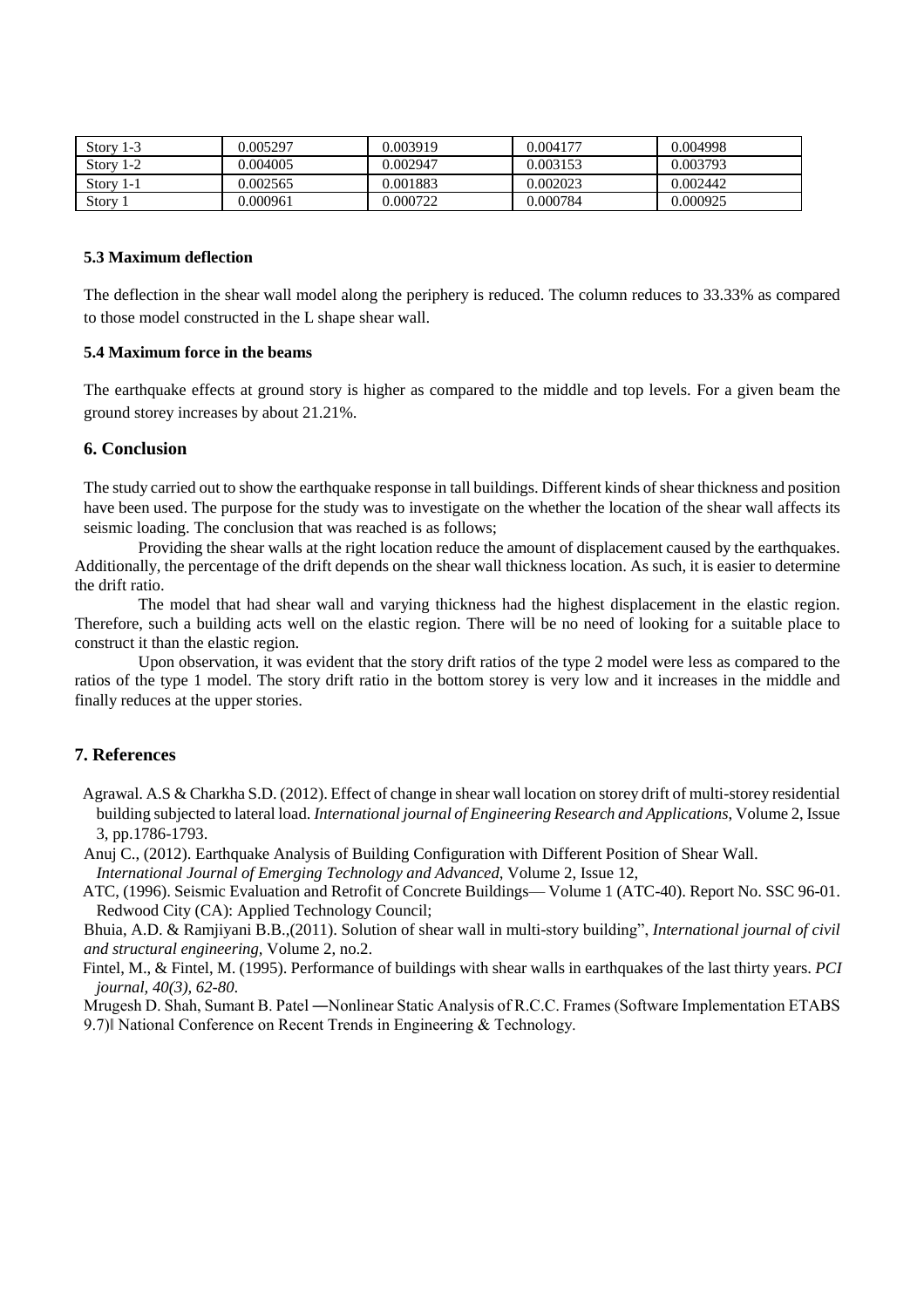| | | | | |
|---|---|---|---|---|
| Story 1-3 | 0.005297 | 0.003919 | 0.004177 | 0.004998 |
| Story 1-2 | 0.004005 | 0.002947 | 0.003153 | 0.003793 |
| Story 1-1 | 0.002565 | 0.001883 | 0.002023 | 0.002442 |
| Story 1 | 0.000961 | 0.000722 | 0.000784 | 0.000925 |

### 5.3 Maximum deflection

The deflection in the shear wall model along the periphery is reduced. The column reduces to 33.33% as compared to those model constructed in the L shape shear wall.

### 5.4 Maximum force in the beams

The earthquake effects at ground story is higher as compared to the middle and top levels. For a given beam the ground storey increases by about 21.21%.

## 6. Conclusion

The study carried out to show the earthquake response in tall buildings. Different kinds of shear thickness and position have been used. The purpose for the study was to investigate on the whether the location of the shear wall affects its seismic loading. The conclusion that was reached is as follows;

Providing the shear walls at the right location reduce the amount of displacement caused by the earthquakes. Additionally, the percentage of the drift depends on the shear wall thickness location. As such, it is easier to determine the drift ratio.

The model that had shear wall and varying thickness had the highest displacement in the elastic region. Therefore, such a building acts well on the elastic region. There will be no need of looking for a suitable place to construct it than the elastic region.

Upon observation, it was evident that the story drift ratios of the type 2 model were less as compared to the ratios of the type 1 model. The story drift ratio in the bottom storey is very low and it increases in the middle and finally reduces at the upper stories.

## 7. References

Agrawal. A.S & Charkha S.D. (2012). Effect of change in shear wall location on storey drift of multi-storey residential building subjected to lateral load. *International journal of Engineering Research and Applications*, Volume 2, Issue 3, pp.1786-1793.

Anuj C., (2012). Earthquake Analysis of Building Configuration with Different Position of Shear Wall. *International Journal of Emerging Technology and Advanced*, Volume 2, Issue 12,

ATC, (1996). Seismic Evaluation and Retrofit of Concrete Buildings— Volume 1 (ATC-40). Report No. SSC 96-01. Redwood City (CA): Applied Technology Council;

Bhuia, A.D. & Ramjiyani B.B.,(2011). Solution of shear wall in multi-story building", *International journal of civil and structural engineering*, Volume 2, no.2.

Fintel, M., & Fintel, M. (1995). Performance of buildings with shear walls in earthquakes of the last thirty years. *PCI journal, 40(3), 62-80*.

Mrugesh D. Shah, Sumant B. Patel ―Nonlinear Static Analysis of R.C.C. Frames (Software Implementation ETABS 9.7)‖ National Conference on Recent Trends in Engineering & Technology.